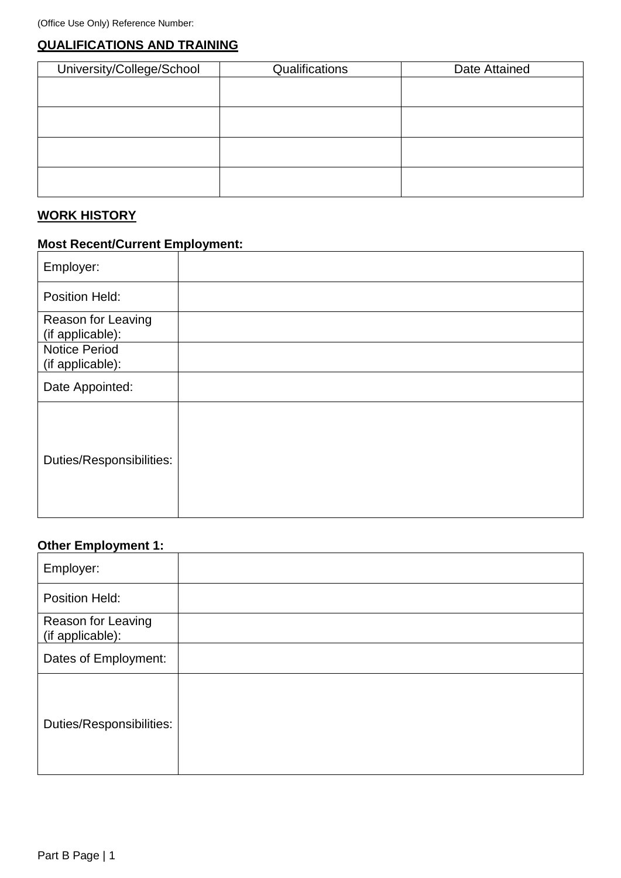(Office Use Only) Reference Number:

## QUALIFICATIONS AND TRAINING

| University/College/School | Qualifications | Date Attained |
| --- | --- | --- |
| | | |
| | | |
| | | |
| | | |

## WORK HISTORY

**Most Recent/Current Employment:**

| | |
| --- | --- |
| Employer: | |
| Position Held: | |
| Reason for Leaving (if applicable): | |
| Notice Period (if applicable): | |
| Date Appointed: | |
| Duties/Responsibilities: | |

**Other Employment 1:**

| | |
| --- | --- |
| Employer: | |
| Position Held: | |
| Reason for Leaving (if applicable): | |
| Dates of Employment: | |
| Duties/Responsibilities: | |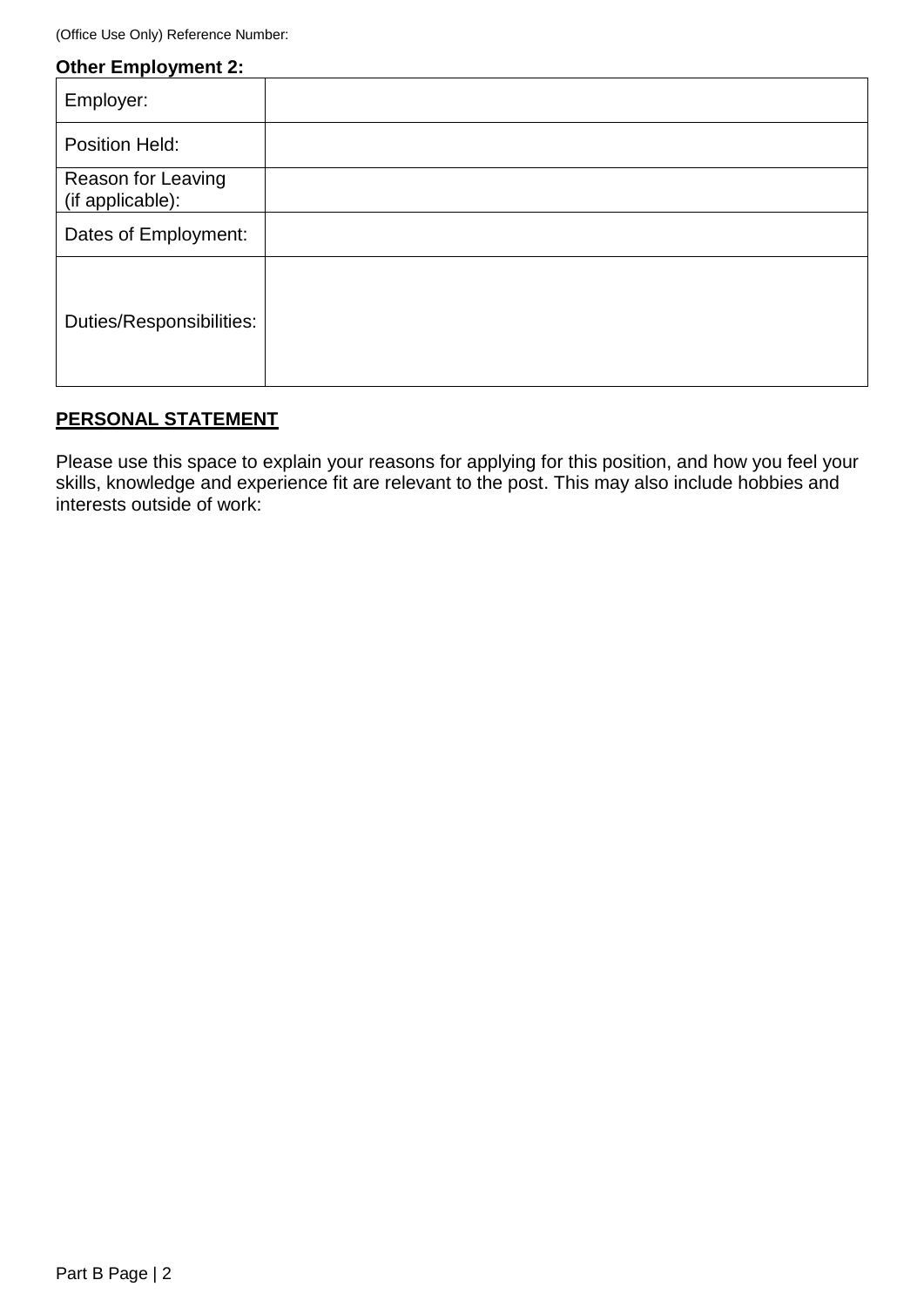(Office Use Only) Reference Number:

**Other Employment 2:**

| | |
|---|---|
| Employer: | |
| Position Held: | |
| Reason for Leaving (if applicable): | |
| Dates of Employment: | |
| Duties/Responsibilities: | |

**PERSONAL STATEMENT**

Please use this space to explain your reasons for applying for this position, and how you feel your skills, knowledge and experience fit are relevant to the post. This may also include hobbies and interests outside of work: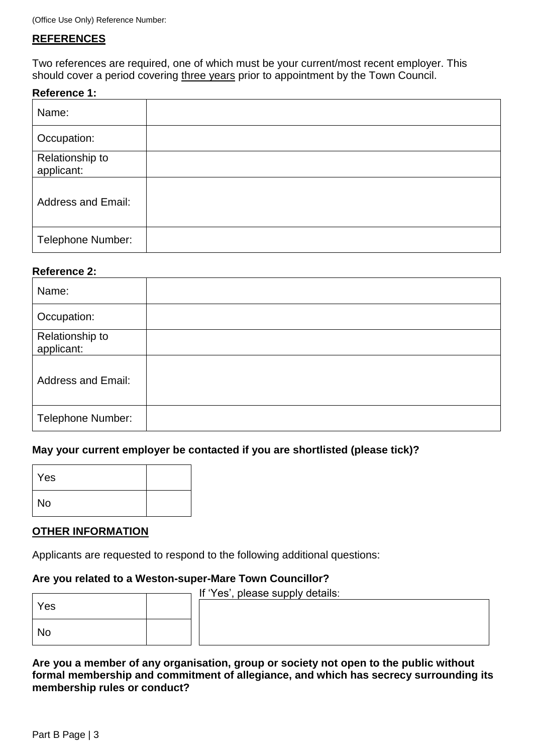(Office Use Only) Reference Number:

## REFERENCES

Two references are required, one of which must be your current/most recent employer. This should cover a period covering three years prior to appointment by the Town Council.

**Reference 1:**

| Name: | |
|---|---|
| Occupation: | |
| Relationship to applicant: | |
| Address and Email: | |
| Telephone Number: | |

**Reference 2:**

| Name: | |
|---|---|
| Occupation: | |
| Relationship to applicant: | |
| Address and Email: | |
| Telephone Number: | |

**May your current employer be contacted if you are shortlisted (please tick)?**

| Yes | |
|---|---|
| No | |

## OTHER INFORMATION

Applicants are requested to respond to the following additional questions:

**Are you related to a Weston-super-Mare Town Councillor?**

| Yes | |
|---|---|
| No | |

If 'Yes', please supply details:

| |
|---|
| |

**Are you a member of any organisation, group or society not open to the public without formal membership and commitment of allegiance, and which has secrecy surrounding its membership rules or conduct?**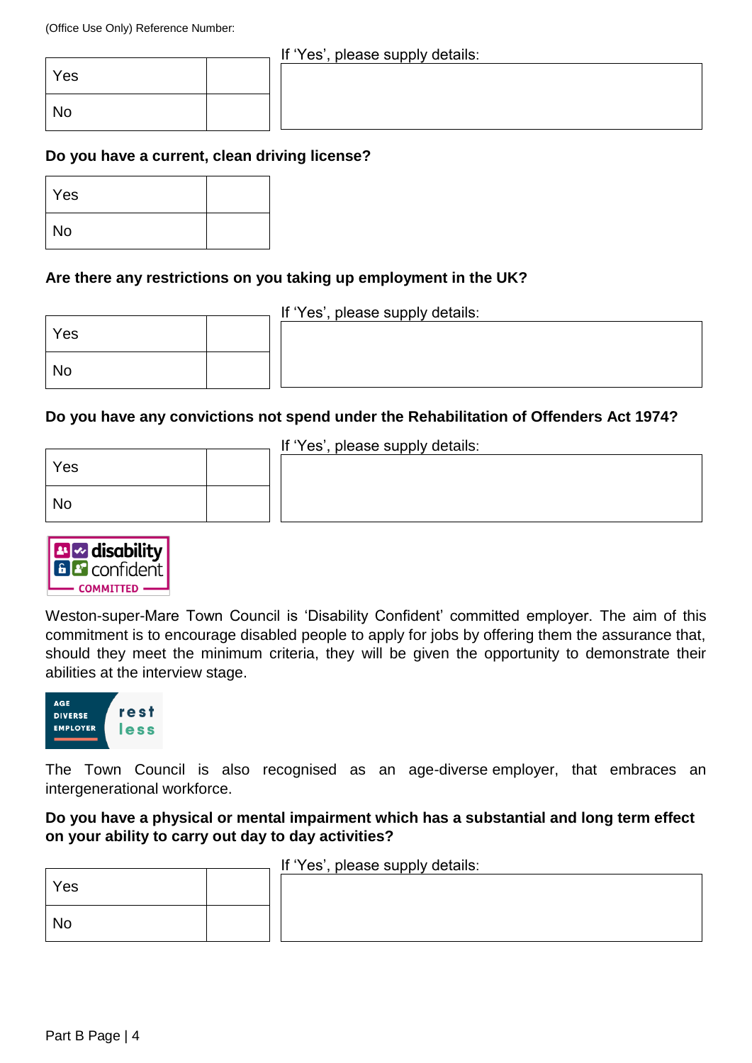(Office Use Only) Reference Number:

| Yes | |
|---|---|
| No | |

If 'Yes', please supply details:

**Do you have a current, clean driving license?**

| Yes | |
|---|---|
| No | |

**Are there any restrictions on you taking up employment in the UK?**

| Yes | |
|---|---|
| No | |

If 'Yes', please supply details:

**Do you have any convictions not spend under the Rehabilitation of Offenders Act 1974?**

| Yes | |
|---|---|
| No | |

If 'Yes', please supply details:

disability confident COMMITTED

Weston-super-Mare Town Council is 'Disability Confident' committed employer. The aim of this commitment is to encourage disabled people to apply for jobs by offering them the assurance that, should they meet the minimum criteria, they will be given the opportunity to demonstrate their abilities at the interview stage.

AGE DIVERSE EMPLOYER rest less

The Town Council is also recognised as an age-diverse employer, that embraces an intergenerational workforce.

**Do you have a physical or mental impairment which has a substantial and long term effect on your ability to carry out day to day activities?**

| Yes | |
|---|---|
| No | |

If 'Yes', please supply details: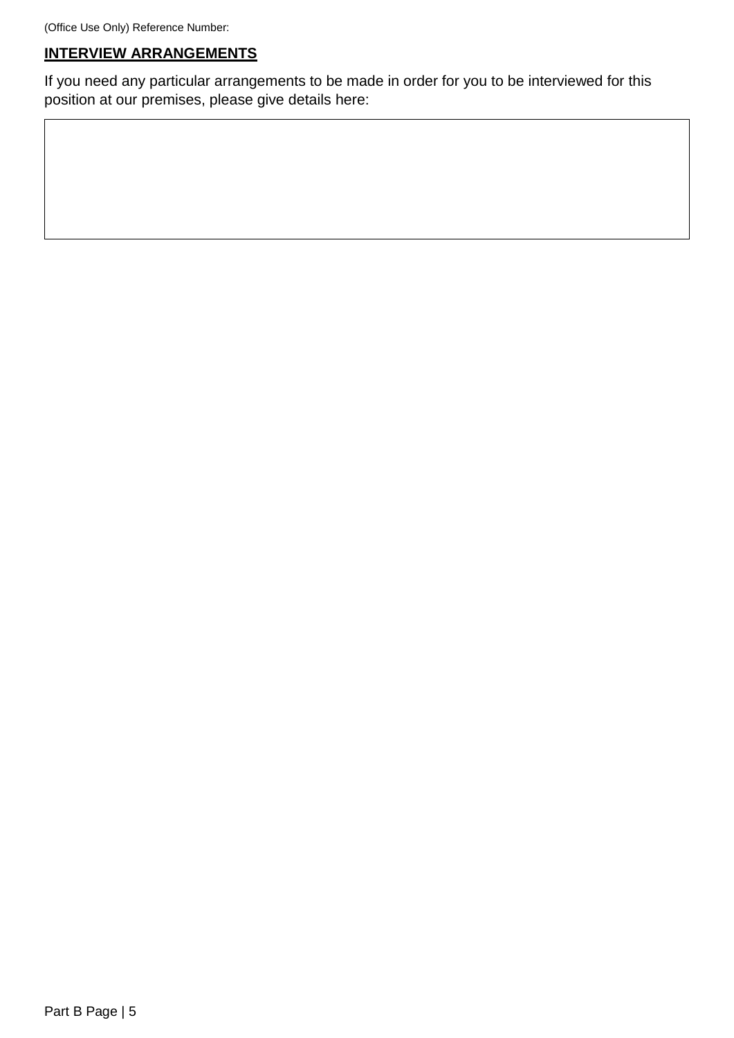(Office Use Only) Reference Number:

## INTERVIEW ARRANGEMENTS

If you need any particular arrangements to be made in order for you to be interviewed for this position at our premises, please give details here:

| |
|---|
| |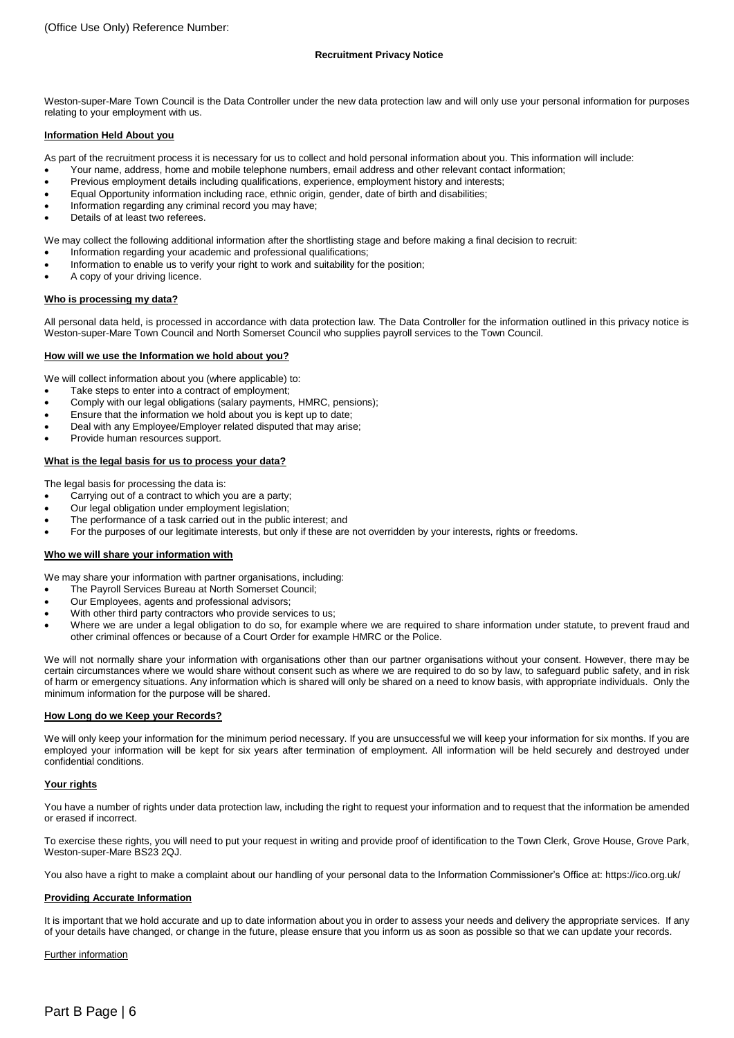(Office Use Only) Reference Number:

**Recruitment Privacy Notice**

Weston-super-Mare Town Council is the Data Controller under the new data protection law and will only use your personal information for purposes relating to your employment with us.

**Information Held About you**

As part of the recruitment process it is necessary for us to collect and hold personal information about you. This information will include:

- Your name, address, home and mobile telephone numbers, email address and other relevant contact information;
- Previous employment details including qualifications, experience, employment history and interests;
- Equal Opportunity information including race, ethnic origin, gender, date of birth and disabilities;
- Information regarding any criminal record you may have;
- Details of at least two referees.

We may collect the following additional information after the shortlisting stage and before making a final decision to recruit:

- Information regarding your academic and professional qualifications;
- Information to enable us to verify your right to work and suitability for the position;
- A copy of your driving licence.

**Who is processing my data?**

All personal data held, is processed in accordance with data protection law. The Data Controller for the information outlined in this privacy notice is Weston-super-Mare Town Council and North Somerset Council who supplies payroll services to the Town Council.

**How will we use the Information we hold about you?**

We will collect information about you (where applicable) to:

- Take steps to enter into a contract of employment;
- Comply with our legal obligations (salary payments, HMRC, pensions);
- Ensure that the information we hold about you is kept up to date;
- Deal with any Employee/Employer related disputed that may arise;
- Provide human resources support.

**What is the legal basis for us to process your data?**

The legal basis for processing the data is:

- Carrying out of a contract to which you are a party;
- Our legal obligation under employment legislation;
- The performance of a task carried out in the public interest; and
- For the purposes of our legitimate interests, but only if these are not overridden by your interests, rights or freedoms.

**Who we will share your information with**

We may share your information with partner organisations, including:

- The Payroll Services Bureau at North Somerset Council;
- Our Employees, agents and professional advisors;
- With other third party contractors who provide services to us;
- Where we are under a legal obligation to do so, for example where we are required to share information under statute, to prevent fraud and other criminal offences or because of a Court Order for example HMRC or the Police.

We will not normally share your information with organisations other than our partner organisations without your consent. However, there may be certain circumstances where we would share without consent such as where we are required to do so by law, to safeguard public safety, and in risk of harm or emergency situations. Any information which is shared will only be shared on a need to know basis, with appropriate individuals. Only the minimum information for the purpose will be shared.

**How Long do we Keep your Records?**

We will only keep your information for the minimum period necessary. If you are unsuccessful we will keep your information for six months. If you are employed your information will be kept for six years after termination of employment. All information will be held securely and destroyed under confidential conditions.

**Your rights**

You have a number of rights under data protection law, including the right to request your information and to request that the information be amended or erased if incorrect.

To exercise these rights, you will need to put your request in writing and provide proof of identification to the Town Clerk, Grove House, Grove Park, Weston-super-Mare BS23 2QJ.

You also have a right to make a complaint about our handling of your personal data to the Information Commissioner's Office at: https://ico.org.uk/

**Providing Accurate Information**

It is important that we hold accurate and up to date information about you in order to assess your needs and delivery the appropriate services. If any of your details have changed, or change in the future, please ensure that you inform us as soon as possible so that we can update your records.

Further information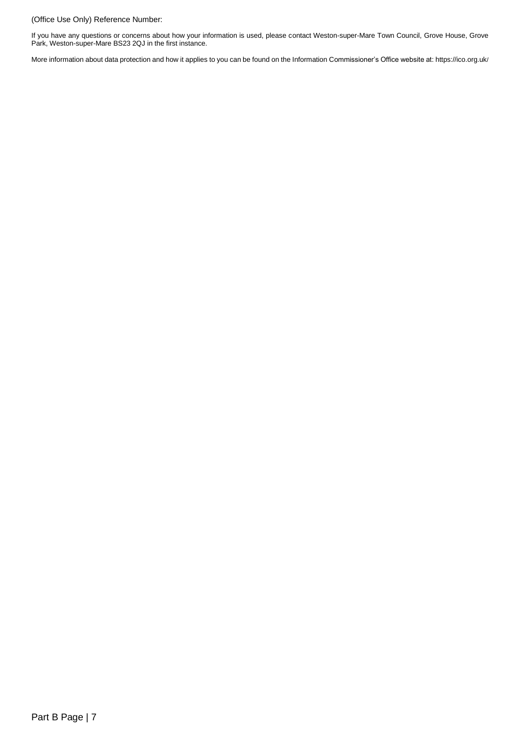(Office Use Only) Reference Number:

If you have any questions or concerns about how your information is used, please contact Weston-super-Mare Town Council, Grove House, Grove Park, Weston-super-Mare BS23 2QJ in the first instance.

More information about data protection and how it applies to you can be found on the Information Commissioner's Office website at: https://ico.org.uk/